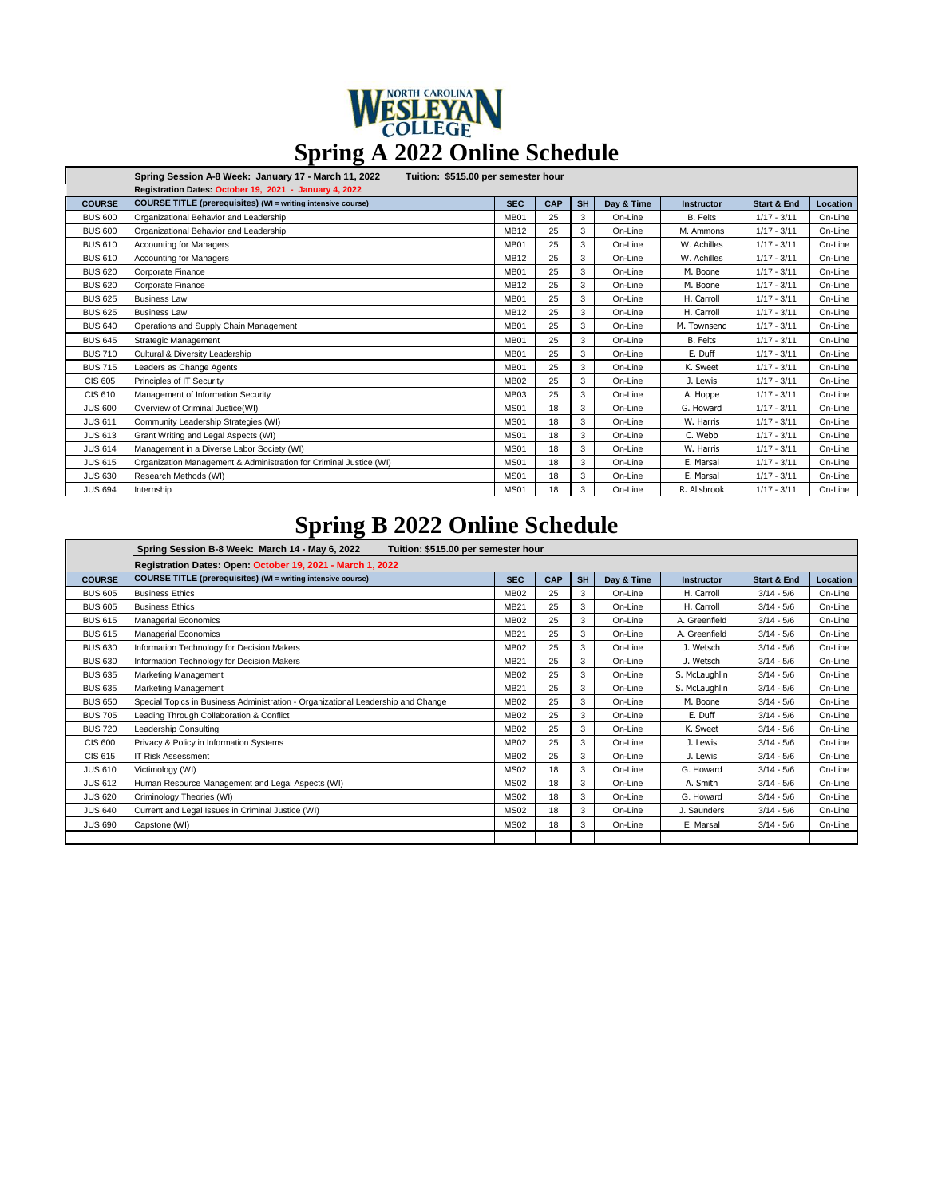NORTH CAROLINA WESLEYAN COLLEGE

# Spring A 2022 Online Schedule

| | Spring Session A-8 Week: January 17 - March 11, 2022 Tuition: $515.00 per semester hour<br>Registration Dates: October 19, 2021 - January 4, 2022 | | | | | | | |
|---|---|---|---|---|---|---|---|---|
| **COURSE** | **COURSE TITLE (prerequisites) (WI = writing intensive course)** | **SEC** | **CAP** | **SH** | **Day & Time** | **Instructor** | **Start & End** | **Location** |
| BUS 600 | Organizational Behavior and Leadership | MB01 | 25 | 3 | On-Line | B. Felts | 1/17 - 3/11 | On-Line |
| BUS 600 | Organizational Behavior and Leadership | MB12 | 25 | 3 | On-Line | M. Ammons | 1/17 - 3/11 | On-Line |
| BUS 610 | Accounting for Managers | MB01 | 25 | 3 | On-Line | W. Achilles | 1/17 - 3/11 | On-Line |
| BUS 610 | Accounting for Managers | MB12 | 25 | 3 | On-Line | W. Achilles | 1/17 - 3/11 | On-Line |
| BUS 620 | Corporate Finance | MB01 | 25 | 3 | On-Line | M. Boone | 1/17 - 3/11 | On-Line |
| BUS 620 | Corporate Finance | MB12 | 25 | 3 | On-Line | M. Boone | 1/17 - 3/11 | On-Line |
| BUS 625 | Business Law | MB01 | 25 | 3 | On-Line | H. Carroll | 1/17 - 3/11 | On-Line |
| BUS 625 | Business Law | MB12 | 25 | 3 | On-Line | H. Carroll | 1/17 - 3/11 | On-Line |
| BUS 640 | Operations and Supply Chain Management | MB01 | 25 | 3 | On-Line | M. Townsend | 1/17 - 3/11 | On-Line |
| BUS 645 | Strategic Management | MB01 | 25 | 3 | On-Line | B. Felts | 1/17 - 3/11 | On-Line |
| BUS 710 | Cultural & Diversity Leadership | MB01 | 25 | 3 | On-Line | E. Duff | 1/17 - 3/11 | On-Line |
| BUS 715 | Leaders as Change Agents | MB01 | 25 | 3 | On-Line | K. Sweet | 1/17 - 3/11 | On-Line |
| CIS 605 | Principles of IT Security | MB02 | 25 | 3 | On-Line | J. Lewis | 1/17 - 3/11 | On-Line |
| CIS 610 | Management of Information Security | MB03 | 25 | 3 | On-Line | A. Hoppe | 1/17 - 3/11 | On-Line |
| JUS 600 | Overview of Criminal Justice(WI) | MS01 | 18 | 3 | On-Line | G. Howard | 1/17 - 3/11 | On-Line |
| JUS 611 | Community Leadership Strategies (WI) | MS01 | 18 | 3 | On-Line | W. Harris | 1/17 - 3/11 | On-Line |
| JUS 613 | Grant Writing and Legal Aspects (WI) | MS01 | 18 | 3 | On-Line | C. Webb | 1/17 - 3/11 | On-Line |
| JUS 614 | Management in a Diverse Labor Society (WI) | MS01 | 18 | 3 | On-Line | W. Harris | 1/17 - 3/11 | On-Line |
| JUS 615 | Organization Management & Administration for Criminal Justice (WI) | MS01 | 18 | 3 | On-Line | E. Marsal | 1/17 - 3/11 | On-Line |
| JUS 630 | Research Methods (WI) | MS01 | 18 | 3 | On-Line | E. Marsal | 1/17 - 3/11 | On-Line |
| JUS 694 | Internship | MS01 | 18 | 3 | On-Line | R. Allsbrook | 1/17 - 3/11 | On-Line |

# Spring B 2022 Online Schedule

| | Spring Session B-8 Week: March 14 - May 6, 2022 Tuition: $515.00 per semester hour<br>Registration Dates: Open: October 19, 2021 - March 1, 2022 | | | | | | | |
|---|---|---|---|---|---|---|---|---|
| **COURSE** | **COURSE TITLE (prerequisites) (WI = writing intensive course)** | **SEC** | **CAP** | **SH** | **Day & Time** | **Instructor** | **Start & End** | **Location** |
| BUS 605 | Business Ethics | MB02 | 25 | 3 | On-Line | H. Carroll | 3/14 - 5/6 | On-Line |
| BUS 605 | Business Ethics | MB21 | 25 | 3 | On-Line | H. Carroll | 3/14 - 5/6 | On-Line |
| BUS 615 | Managerial Economics | MB02 | 25 | 3 | On-Line | A. Greenfield | 3/14 - 5/6 | On-Line |
| BUS 615 | Managerial Economics | MB21 | 25 | 3 | On-Line | A. Greenfield | 3/14 - 5/6 | On-Line |
| BUS 630 | Information Technology for Decision Makers | MB02 | 25 | 3 | On-Line | J. Wetsch | 3/14 - 5/6 | On-Line |
| BUS 630 | Information Technology for Decision Makers | MB21 | 25 | 3 | On-Line | J. Wetsch | 3/14 - 5/6 | On-Line |
| BUS 635 | Marketing Management | MB02 | 25 | 3 | On-Line | S. McLaughlin | 3/14 - 5/6 | On-Line |
| BUS 635 | Marketing Management | MB21 | 25 | 3 | On-Line | S. McLaughlin | 3/14 - 5/6 | On-Line |
| BUS 650 | Special Topics in Business Administration - Organizational Leadership and Change | MB02 | 25 | 3 | On-Line | M. Boone | 3/14 - 5/6 | On-Line |
| BUS 705 | Leading Through Collaboration & Conflict | MB02 | 25 | 3 | On-Line | E. Duff | 3/14 - 5/6 | On-Line |
| BUS 720 | Leadership Consulting | MB02 | 25 | 3 | On-Line | K. Sweet | 3/14 - 5/6 | On-Line |
| CIS 600 | Privacy & Policy in Information Systems | MB02 | 25 | 3 | On-Line | J. Lewis | 3/14 - 5/6 | On-Line |
| CIS 615 | IT Risk Assessment | MB02 | 25 | 3 | On-Line | J. Lewis | 3/14 - 5/6 | On-Line |
| JUS 610 | Victimology (WI) | MS02 | 18 | 3 | On-Line | G. Howard | 3/14 - 5/6 | On-Line |
| JUS 612 | Human Resource Management and Legal Aspects (WI) | MS02 | 18 | 3 | On-Line | A. Smith | 3/14 - 5/6 | On-Line |
| JUS 620 | Criminology Theories (WI) | MS02 | 18 | 3 | On-Line | G. Howard | 3/14 - 5/6 | On-Line |
| JUS 640 | Current and Legal Issues in Criminal Justice (WI) | MS02 | 18 | 3 | On-Line | J. Saunders | 3/14 - 5/6 | On-Line |
| JUS 690 | Capstone (WI) | MS02 | 18 | 3 | On-Line | E. Marsal | 3/14 - 5/6 | On-Line |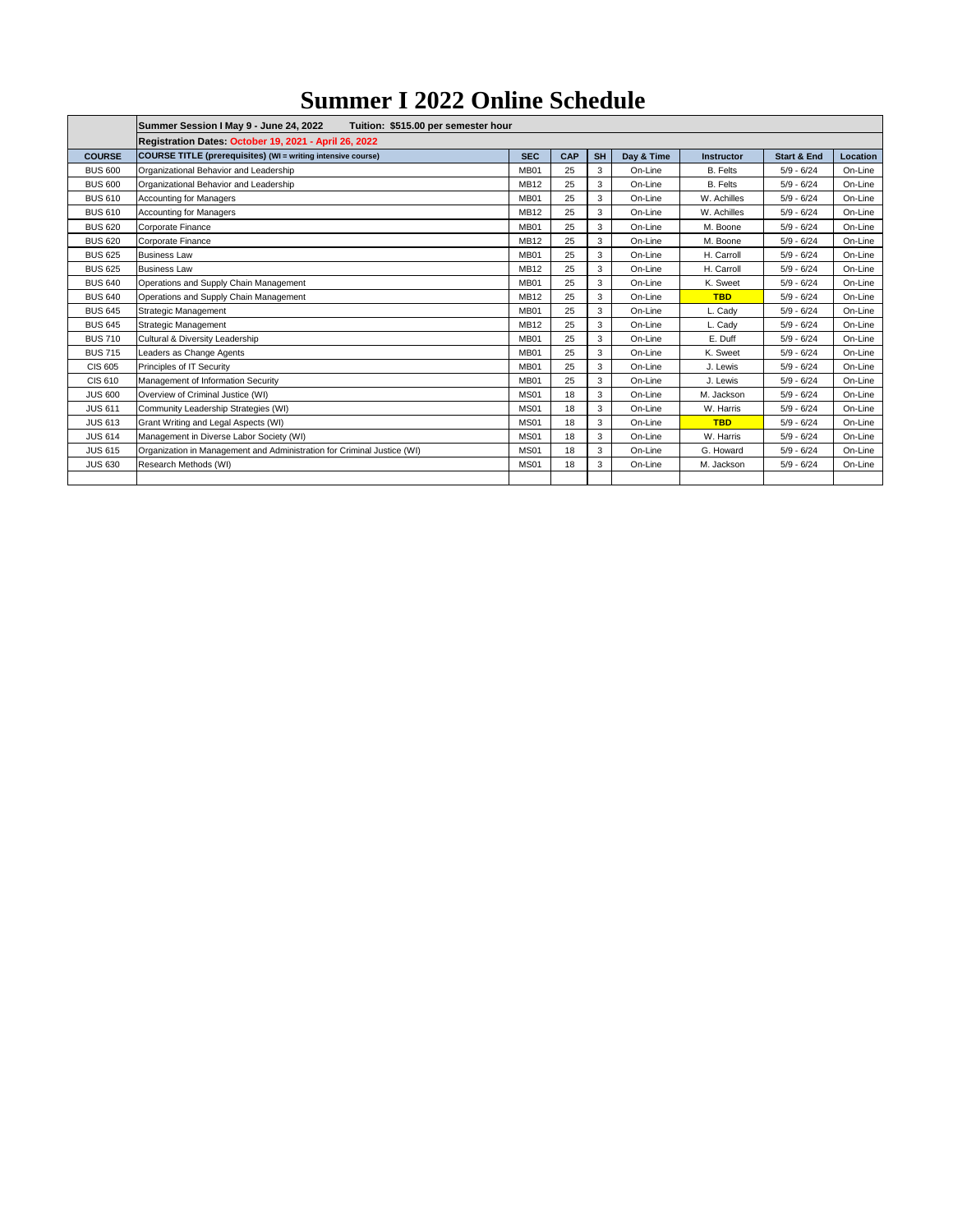# Summer I 2022 Online Schedule

| | Summer Session I May 9 - June 24, 2022 Tuition: $515.00 per semester hour | | | | | | | |
|---|---|---|---|---|---|---|---|---|
| | Registration Dates: October 19, 2021 - April 26, 2022 | | | | | | | |
| **COURSE** | **COURSE TITLE (prerequisites) (WI = writing intensive course)** | **SEC** | **CAP** | **SH** | **Day & Time** | **Instructor** | **Start & End** | **Location** |
| BUS 600 | Organizational Behavior and Leadership | MB01 | 25 | 3 | On-Line | B. Felts | 5/9 - 6/24 | On-Line |
| BUS 600 | Organizational Behavior and Leadership | MB12 | 25 | 3 | On-Line | B. Felts | 5/9 - 6/24 | On-Line |
| BUS 610 | Accounting for Managers | MB01 | 25 | 3 | On-Line | W. Achilles | 5/9 - 6/24 | On-Line |
| BUS 610 | Accounting for Managers | MB12 | 25 | 3 | On-Line | W. Achilles | 5/9 - 6/24 | On-Line |
| BUS 620 | Corporate Finance | MB01 | 25 | 3 | On-Line | M. Boone | 5/9 - 6/24 | On-Line |
| BUS 620 | Corporate Finance | MB12 | 25 | 3 | On-Line | M. Boone | 5/9 - 6/24 | On-Line |
| BUS 625 | Business Law | MB01 | 25 | 3 | On-Line | H. Carroll | 5/9 - 6/24 | On-Line |
| BUS 625 | Business Law | MB12 | 25 | 3 | On-Line | H. Carroll | 5/9 - 6/24 | On-Line |
| BUS 640 | Operations and Supply Chain Management | MB01 | 25 | 3 | On-Line | K. Sweet | 5/9 - 6/24 | On-Line |
| BUS 640 | Operations and Supply Chain Management | MB12 | 25 | 3 | On-Line | **TBD** | 5/9 - 6/24 | On-Line |
| BUS 645 | Strategic Management | MB01 | 25 | 3 | On-Line | L. Cady | 5/9 - 6/24 | On-Line |
| BUS 645 | Strategic Management | MB12 | 25 | 3 | On-Line | L. Cady | 5/9 - 6/24 | On-Line |
| BUS 710 | Cultural & Diversity Leadership | MB01 | 25 | 3 | On-Line | E. Duff | 5/9 - 6/24 | On-Line |
| BUS 715 | Leaders as Change Agents | MB01 | 25 | 3 | On-Line | K. Sweet | 5/9 - 6/24 | On-Line |
| CIS 605 | Principles of IT Security | MB01 | 25 | 3 | On-Line | J. Lewis | 5/9 - 6/24 | On-Line |
| CIS 610 | Management of Information Security | MB01 | 25 | 3 | On-Line | J. Lewis | 5/9 - 6/24 | On-Line |
| JUS 600 | Overview of Criminal Justice (WI) | MS01 | 18 | 3 | On-Line | M. Jackson | 5/9 - 6/24 | On-Line |
| JUS 611 | Community Leadership Strategies (WI) | MS01 | 18 | 3 | On-Line | W. Harris | 5/9 - 6/24 | On-Line |
| JUS 613 | Grant Writing and Legal Aspects (WI) | MS01 | 18 | 3 | On-Line | **TBD** | 5/9 - 6/24 | On-Line |
| JUS 614 | Management in Diverse Labor Society (WI) | MS01 | 18 | 3 | On-Line | W. Harris | 5/9 - 6/24 | On-Line |
| JUS 615 | Organization in Management and Administration for Criminal Justice (WI) | MS01 | 18 | 3 | On-Line | G. Howard | 5/9 - 6/24 | On-Line |
| JUS 630 | Research Methods (WI) | MS01 | 18 | 3 | On-Line | M. Jackson | 5/9 - 6/24 | On-Line |